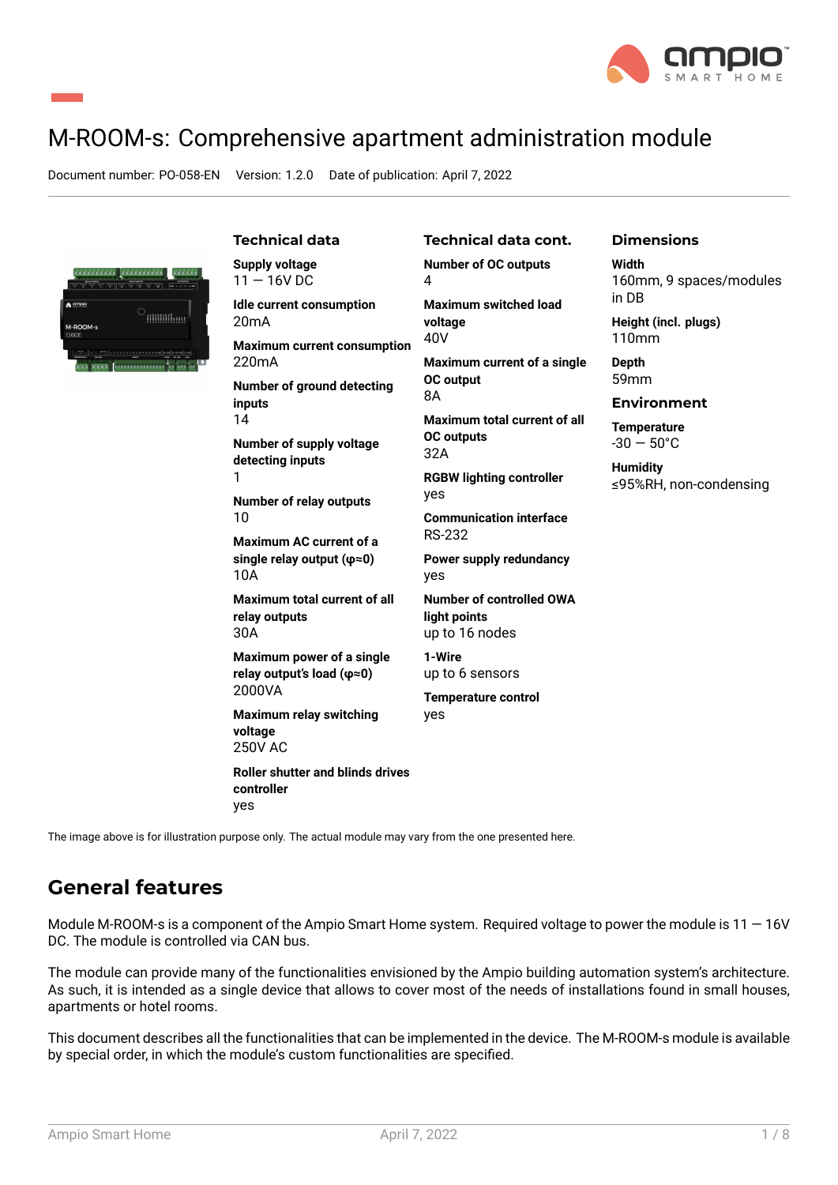# M-ROOM-s: Comprehensive apartment administration module

Document number: PO-058-EN Version: 1.2.0 Date of publication: April 7, 2022

### Technical data

**Supply voltage**
11 — 16V DC

**Idle current consumption**
20mA

**Maximum current consumption**
220mA

**Number of ground detecting inputs**
14

**Number of supply voltage detecting inputs**
1

**Number of relay outputs**
10

**Maximum AC current of a single relay output (φ≈0)**
10A

**Maximum total current of all relay outputs**
30A

**Maximum power of a single relay output's load (φ≈0)**
2000VA

**Maximum relay switching voltage**
250V AC

**Roller shutter and blinds drives controller**
yes

### Technical data cont.

**Number of OC outputs**
4

**Maximum switched load voltage**
40V

**Maximum current of a single OC output**
8A

**Maximum total current of all OC outputs**
32A

**RGBW lighting controller**
yes

**Communication interface**
RS-232

**Power supply redundancy**
yes

**Number of controlled OWA light points**
up to 16 nodes

**1-Wire**
up to 6 sensors

**Temperature control**
yes

### Dimensions

**Width**
160mm, 9 spaces/modules in DB

**Height (incl. plugs)**
110mm

**Depth**
59mm

### Environment

**Temperature**
-30 — 50°C

**Humidity**
≤95%RH, non-condensing

The image above is for illustration purpose only. The actual module may vary from the one presented here.

## General features

Module M-ROOM-s is a component of the Ampio Smart Home system. Required voltage to power the module is 11 — 16V DC. The module is controlled via CAN bus.

The module can provide many of the functionalities envisioned by the Ampio building automation system's architecture. As such, it is intended as a single device that allows to cover most of the needs of installations found in small houses, apartments or hotel rooms.

This document describes all the functionalities that can be implemented in the device. The M-ROOM-s module is available by special order, in which the module's custom functionalities are specified.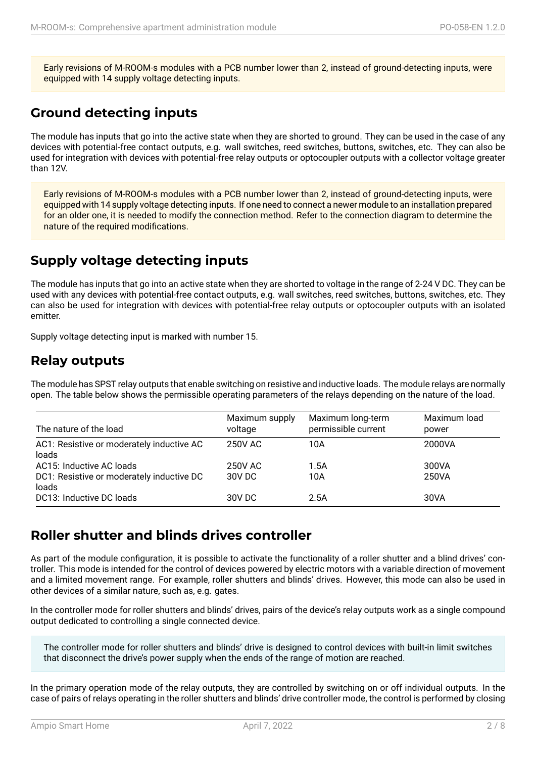> Early revisions of M-ROOM-s modules with a PCB number lower than 2, instead of ground-detecting inputs, were equipped with 14 supply voltage detecting inputs.

## Ground detecting inputs

The module has inputs that go into the active state when they are shorted to ground. They can be used in the case of any devices with potential-free contact outputs, e.g. wall switches, reed switches, buttons, switches, etc. They can also be used for integration with devices with potential-free relay outputs or optocoupler outputs with a collector voltage greater than 12V.

> Early revisions of M-ROOM-s modules with a PCB number lower than 2, instead of ground-detecting inputs, were equipped with 14 supply voltage detecting inputs. If one need to connect a newer module to an installation prepared for an older one, it is needed to modify the connection method. Refer to the connection diagram to determine the nature of the required modifications.

## Supply voltage detecting inputs

The module has inputs that go into an active state when they are shorted to voltage in the range of 2-24 V DC. They can be used with any devices with potential-free contact outputs, e.g. wall switches, reed switches, buttons, switches, etc. They can also be used for integration with devices with potential-free relay outputs or optocoupler outputs with an isolated emitter.

Supply voltage detecting input is marked with number 15.

## Relay outputs

The module has SPST relay outputs that enable switching on resistive and inductive loads. The module relays are normally open. The table below shows the permissible operating parameters of the relays depending on the nature of the load.

| The nature of the load | Maximum supply voltage | Maximum long-term permissible current | Maximum load power |
|---|---|---|---|
| AC1: Resistive or moderately inductive AC loads | 250V AC | 10A | 2000VA |
| AC15: Inductive AC loads | 250V AC | 1.5A | 300VA |
| DC1: Resistive or moderately inductive DC loads | 30V DC | 10A | 250VA |
| DC13: Inductive DC loads | 30V DC | 2.5A | 30VA |

## Roller shutter and blinds drives controller

As part of the module configuration, it is possible to activate the functionality of a roller shutter and a blind drives' controller. This mode is intended for the control of devices powered by electric motors with a variable direction of movement and a limited movement range. For example, roller shutters and blinds' drives. However, this mode can also be used in other devices of a similar nature, such as, e.g. gates.

In the controller mode for roller shutters and blinds' drives, pairs of the device's relay outputs work as a single compound output dedicated to controlling a single connected device.

> The controller mode for roller shutters and blinds' drive is designed to control devices with built-in limit switches that disconnect the drive's power supply when the ends of the range of motion are reached.

In the primary operation mode of the relay outputs, they are controlled by switching on or off individual outputs. In the case of pairs of relays operating in the roller shutters and blinds' drive controller mode, the control is performed by closing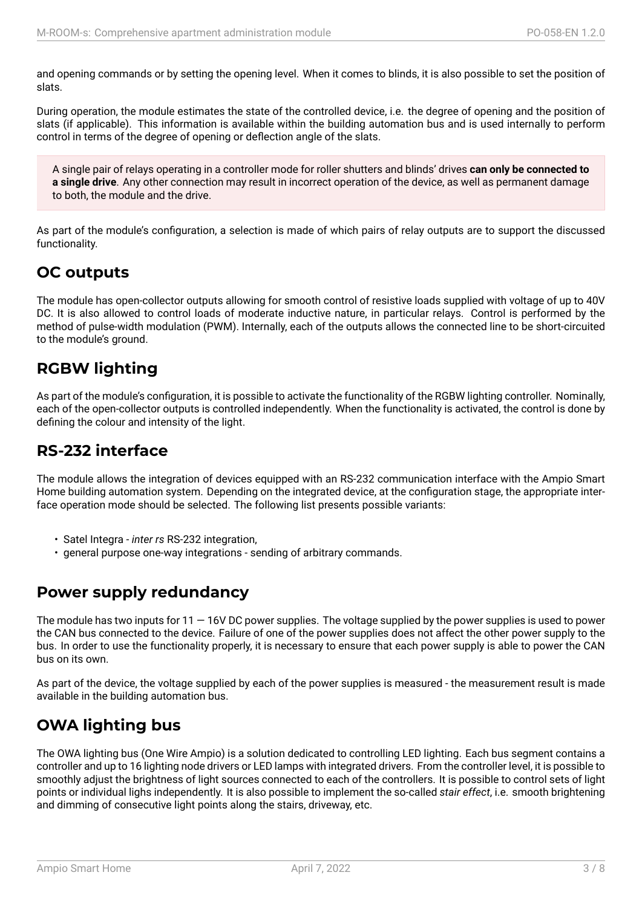and opening commands or by setting the opening level. When it comes to blinds, it is also possible to set the position of slats.

During operation, the module estimates the state of the controlled device, i.e. the degree of opening and the position of slats (if applicable). This information is available within the building automation bus and is used internally to perform control in terms of the degree of opening or deflection angle of the slats.

> A single pair of relays operating in a controller mode for roller shutters and blinds' drives **can only be connected to a single drive**. Any other connection may result in incorrect operation of the device, as well as permanent damage to both, the module and the drive.

As part of the module's configuration, a selection is made of which pairs of relay outputs are to support the discussed functionality.

## OC outputs

The module has open-collector outputs allowing for smooth control of resistive loads supplied with voltage of up to 40V DC. It is also allowed to control loads of moderate inductive nature, in particular relays. Control is performed by the method of pulse-width modulation (PWM). Internally, each of the outputs allows the connected line to be short-circuited to the module's ground.

## RGBW lighting

As part of the module's configuration, it is possible to activate the functionality of the RGBW lighting controller. Nominally, each of the open-collector outputs is controlled independently. When the functionality is activated, the control is done by defining the colour and intensity of the light.

## RS-232 interface

The module allows the integration of devices equipped with an RS-232 communication interface with the Ampio Smart Home building automation system. Depending on the integrated device, at the configuration stage, the appropriate interface operation mode should be selected. The following list presents possible variants:

- Satel Integra - *inter rs* RS-232 integration,
- general purpose one-way integrations - sending of arbitrary commands.

## Power supply redundancy

The module has two inputs for 11 — 16V DC power supplies. The voltage supplied by the power supplies is used to power the CAN bus connected to the device. Failure of one of the power supplies does not affect the other power supply to the bus. In order to use the functionality properly, it is necessary to ensure that each power supply is able to power the CAN bus on its own.

As part of the device, the voltage supplied by each of the power supplies is measured - the measurement result is made available in the building automation bus.

## OWA lighting bus

The OWA lighting bus (One Wire Ampio) is a solution dedicated to controlling LED lighting. Each bus segment contains a controller and up to 16 lighting node drivers or LED lamps with integrated drivers. From the controller level, it is possible to smoothly adjust the brightness of light sources connected to each of the controllers. It is possible to control sets of light points or individual lighs independently. It is also possible to implement the so-called *stair effect*, i.e. smooth brightening and dimming of consecutive light points along the stairs, driveway, etc.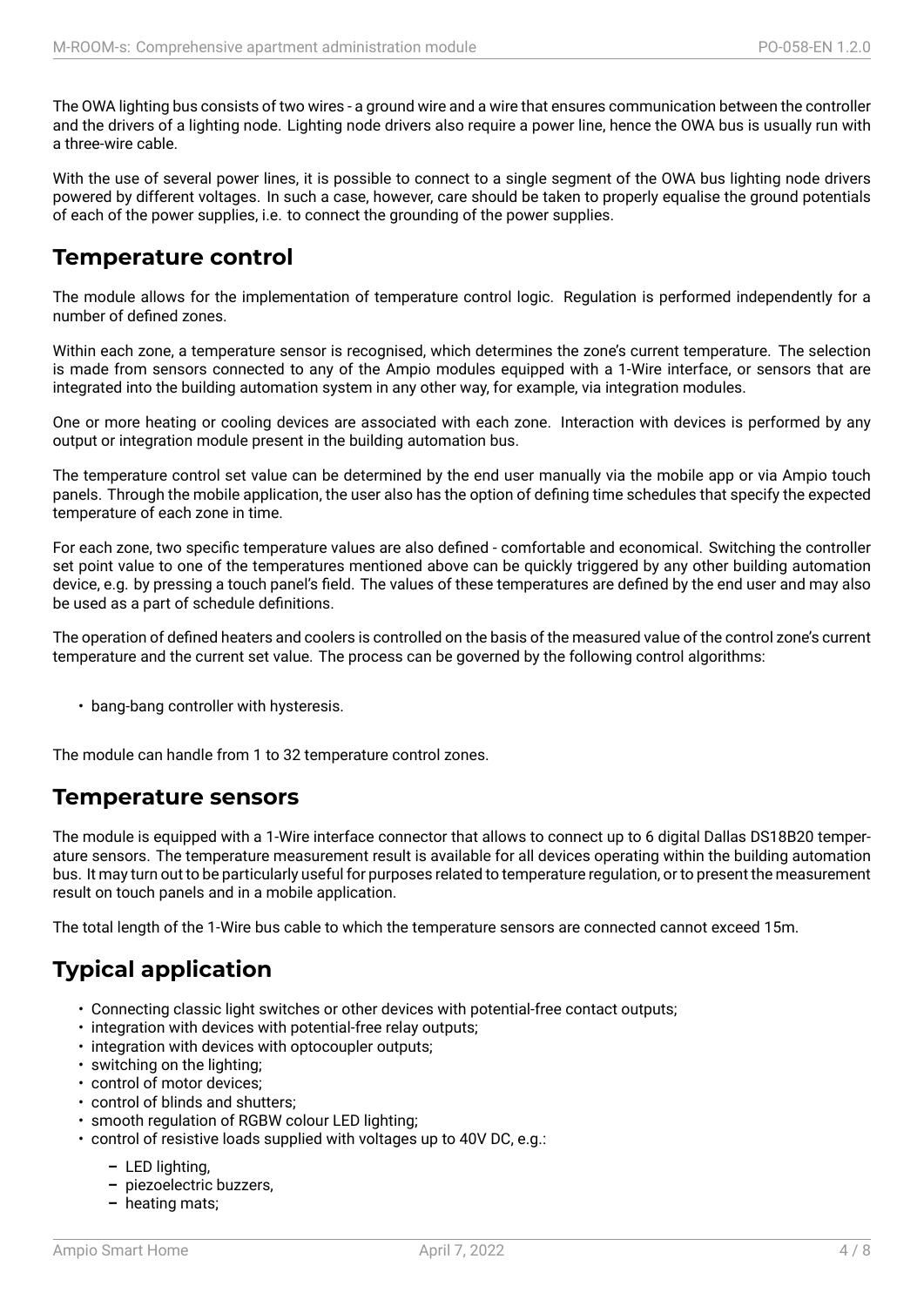The OWA lighting bus consists of two wires - a ground wire and a wire that ensures communication between the controller and the drivers of a lighting node. Lighting node drivers also require a power line, hence the OWA bus is usually run with a three-wire cable.

With the use of several power lines, it is possible to connect to a single segment of the OWA bus lighting node drivers powered by different voltages. In such a case, however, care should be taken to properly equalise the ground potentials of each of the power supplies, i.e. to connect the grounding of the power supplies.

## Temperature control

The module allows for the implementation of temperature control logic. Regulation is performed independently for a number of defined zones.

Within each zone, a temperature sensor is recognised, which determines the zone's current temperature. The selection is made from sensors connected to any of the Ampio modules equipped with a 1-Wire interface, or sensors that are integrated into the building automation system in any other way, for example, via integration modules.

One or more heating or cooling devices are associated with each zone. Interaction with devices is performed by any output or integration module present in the building automation bus.

The temperature control set value can be determined by the end user manually via the mobile app or via Ampio touch panels. Through the mobile application, the user also has the option of defining time schedules that specify the expected temperature of each zone in time.

For each zone, two specific temperature values are also defined - comfortable and economical. Switching the controller set point value to one of the temperatures mentioned above can be quickly triggered by any other building automation device, e.g. by pressing a touch panel's field. The values of these temperatures are defined by the end user and may also be used as a part of schedule definitions.

The operation of defined heaters and coolers is controlled on the basis of the measured value of the control zone's current temperature and the current set value. The process can be governed by the following control algorithms:

- bang-bang controller with hysteresis.

The module can handle from 1 to 32 temperature control zones.

## Temperature sensors

The module is equipped with a 1-Wire interface connector that allows to connect up to 6 digital Dallas DS18B20 temperature sensors. The temperature measurement result is available for all devices operating within the building automation bus. It may turn out to be particularly useful for purposes related to temperature regulation, or to present the measurement result on touch panels and in a mobile application.

The total length of the 1-Wire bus cable to which the temperature sensors are connected cannot exceed 15m.

## Typical application

- Connecting classic light switches or other devices with potential-free contact outputs;
- integration with devices with potential-free relay outputs;
- integration with devices with optocoupler outputs;
- switching on the lighting;
- control of motor devices;
- control of blinds and shutters;
- smooth regulation of RGBW colour LED lighting;
- control of resistive loads supplied with voltages up to 40V DC, e.g.:
  - LED lighting,
  - piezoelectric buzzers,
  - heating mats;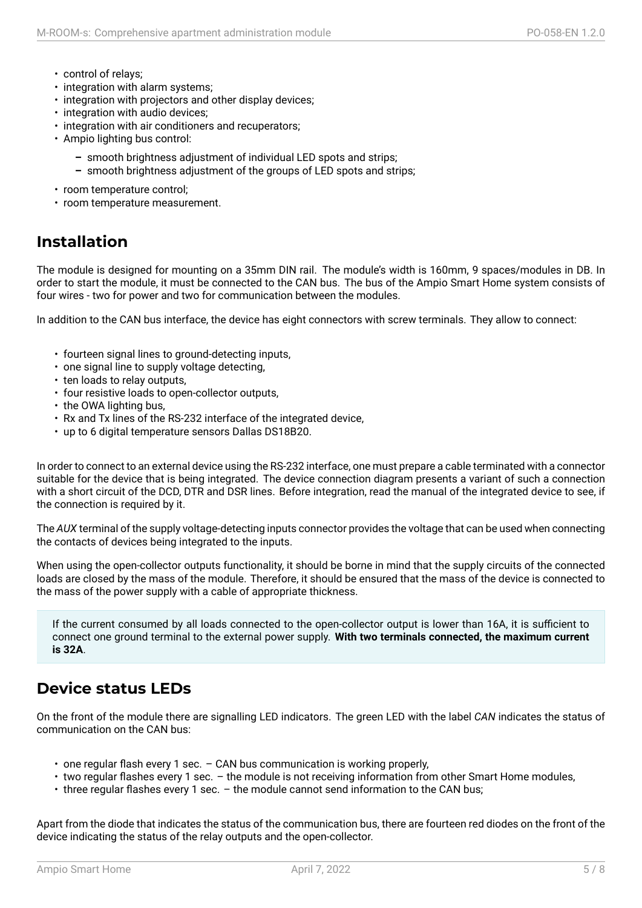- control of relays;
- integration with alarm systems;
- integration with projectors and other display devices;
- integration with audio devices;
- integration with air conditioners and recuperators;
- Ampio lighting bus control:
  - smooth brightness adjustment of individual LED spots and strips;
  - smooth brightness adjustment of the groups of LED spots and strips;
- room temperature control;
- room temperature measurement.

## Installation

The module is designed for mounting on a 35mm DIN rail. The module's width is 160mm, 9 spaces/modules in DB. In order to start the module, it must be connected to the CAN bus. The bus of the Ampio Smart Home system consists of four wires - two for power and two for communication between the modules.

In addition to the CAN bus interface, the device has eight connectors with screw terminals. They allow to connect:

- fourteen signal lines to ground-detecting inputs,
- one signal line to supply voltage detecting,
- ten loads to relay outputs,
- four resistive loads to open-collector outputs,
- the OWA lighting bus,
- Rx and Tx lines of the RS-232 interface of the integrated device,
- up to 6 digital temperature sensors Dallas DS18B20.

In order to connect to an external device using the RS-232 interface, one must prepare a cable terminated with a connector suitable for the device that is being integrated. The device connection diagram presents a variant of such a connection with a short circuit of the DCD, DTR and DSR lines. Before integration, read the manual of the integrated device to see, if the connection is required by it.

The *AUX* terminal of the supply voltage-detecting inputs connector provides the voltage that can be used when connecting the contacts of devices being integrated to the inputs.

When using the open-collector outputs functionality, it should be borne in mind that the supply circuits of the connected loads are closed by the mass of the module. Therefore, it should be ensured that the mass of the device is connected to the mass of the power supply with a cable of appropriate thickness.

> If the current consumed by all loads connected to the open-collector output is lower than 16A, it is sufficient to connect one ground terminal to the external power supply. **With two terminals connected, the maximum current is 32A**.

## Device status LEDs

On the front of the module there are signalling LED indicators. The green LED with the label *CAN* indicates the status of communication on the CAN bus:

- one regular flash every 1 sec. – CAN bus communication is working properly,
- two regular flashes every 1 sec. – the module is not receiving information from other Smart Home modules,
- three regular flashes every 1 sec. – the module cannot send information to the CAN bus;

Apart from the diode that indicates the status of the communication bus, there are fourteen red diodes on the front of the device indicating the status of the relay outputs and the open-collector.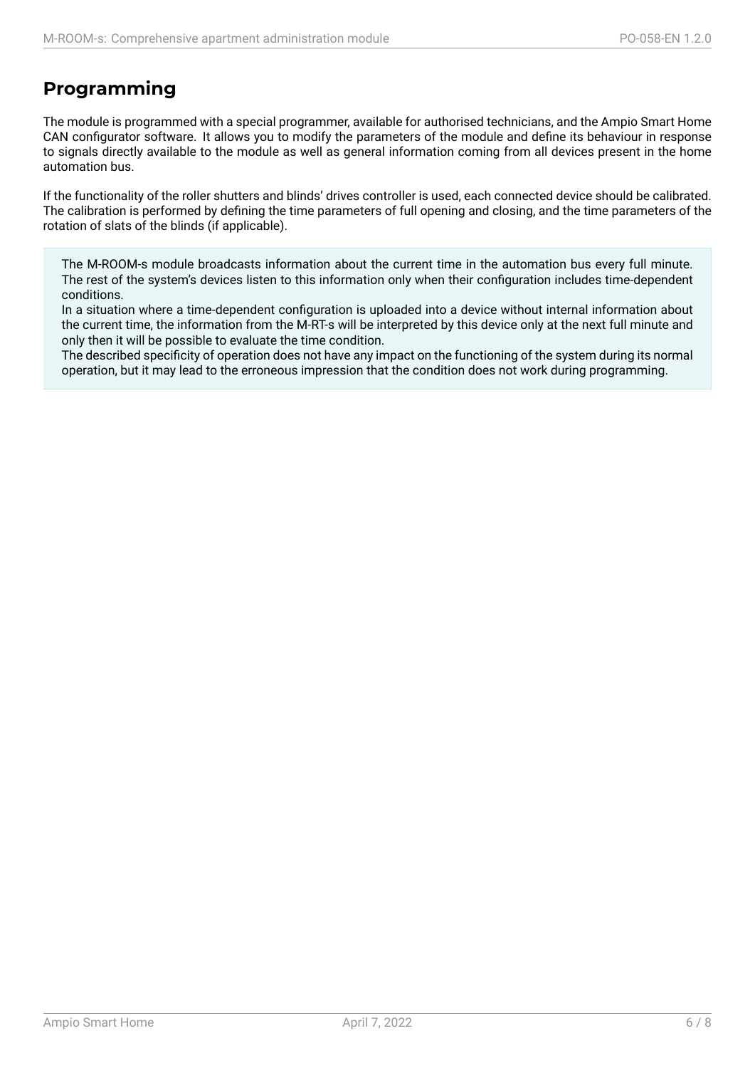# Programming

The module is programmed with a special programmer, available for authorised technicians, and the Ampio Smart Home CAN configurator software. It allows you to modify the parameters of the module and define its behaviour in response to signals directly available to the module as well as general information coming from all devices present in the home automation bus.

If the functionality of the roller shutters and blinds' drives controller is used, each connected device should be calibrated. The calibration is performed by defining the time parameters of full opening and closing, and the time parameters of the rotation of slats of the blinds (if applicable).

> The M-ROOM-s module broadcasts information about the current time in the automation bus every full minute. The rest of the system's devices listen to this information only when their configuration includes time-dependent conditions.
> In a situation where a time-dependent configuration is uploaded into a device without internal information about the current time, the information from the M-RT-s will be interpreted by this device only at the next full minute and only then it will be possible to evaluate the time condition.
> The described specificity of operation does not have any impact on the functioning of the system during its normal operation, but it may lead to the erroneous impression that the condition does not work during programming.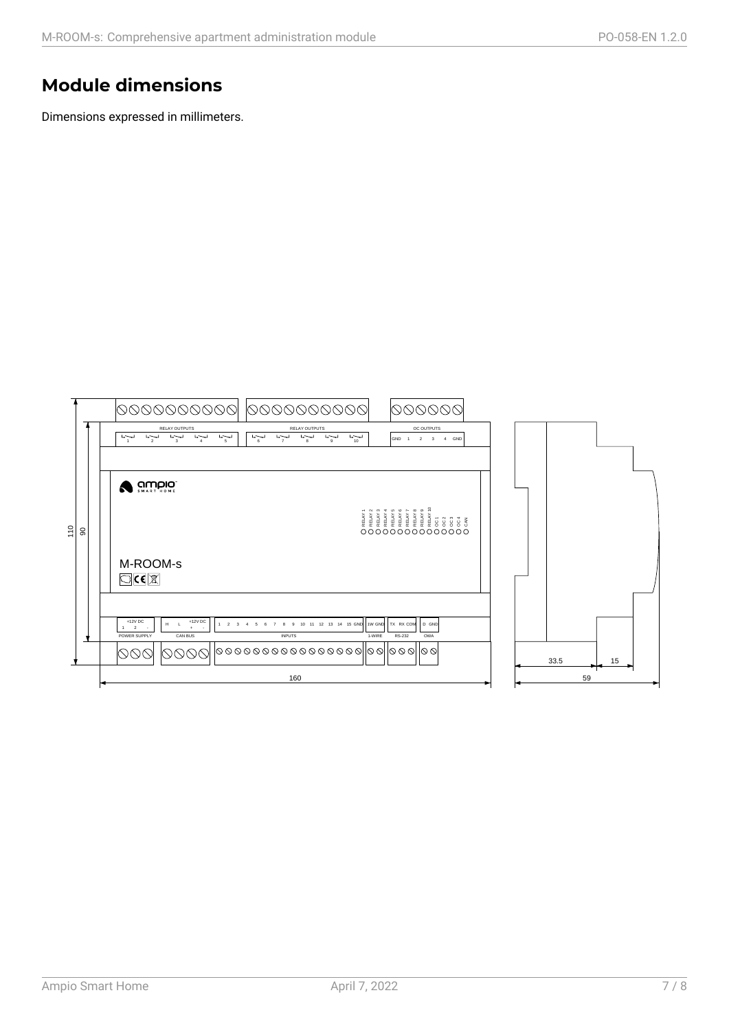## Module dimensions

Dimensions expressed in millimeters.

RELAY OUTPUTS
1 2 3 4 5
RELAY OUTPUTS
6 7 8 9 10
OC OUTPUTS
GND 1 2 3 4 GND

ampio SMART HOME

RELAY 1 RELAY 2 RELAY 3 RELAY 4 RELAY 5 RELAY 6 RELAY 7 RELAY 8 RELAY 9 RELAY 10 OC 1 OC 2 OC 3 OC 4 CAN

M-ROOM-s

+12V DC 1 2 -
POWER SUPPLY
H L +12V DC + -
CAN BUS
1 2 3 4 5 6 7 8 9 10 11 12 13 14 15 GND
INPUTS
1W GND
1-WIRE
TX RX COM
RS-232
D GND
OWA

110
90
160
33.5
15
59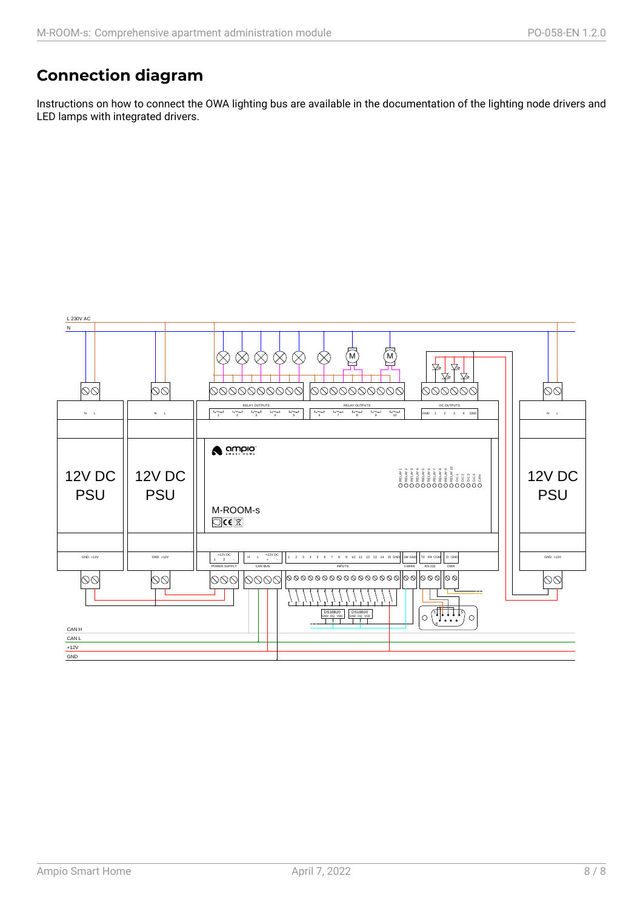## Connection diagram

Instructions on how to connect the OWA lighting bus are available in the documentation of the lighting node drivers and LED lamps with integrated drivers.

L 230V AC

N

12V DC PSU

12V DC PSU

12V DC PSU

N L

GND +12V

RELAY OUTPUTS

OC OUTPUTS

GND 1 2 3 4 GND

ampio SMART HOME

M-ROOM-s

RELAY 1 RELAY 2 RELAY 3 RELAY 4 RELAY 5 RELAY 6 RELAY 7 RELAY 8 RELAY 9 RELAY 10 OC 1 OC 2 OC 3 OC 4 CAN

+12V DC 1 2 -

POWER SUPPLY

H L +12V DC + -

CAN BUS

1 2 3 4 5 6 7 8 9 10 11 12 13 14 15 GND

INPUTS

1W GND

1-WIRE

TX RX COM

RS-232

D GND

OWA

DS18B20 GND DQ VDD

DS18B20 GND DQ VDD

CAN H

CAN L

+12V

GND